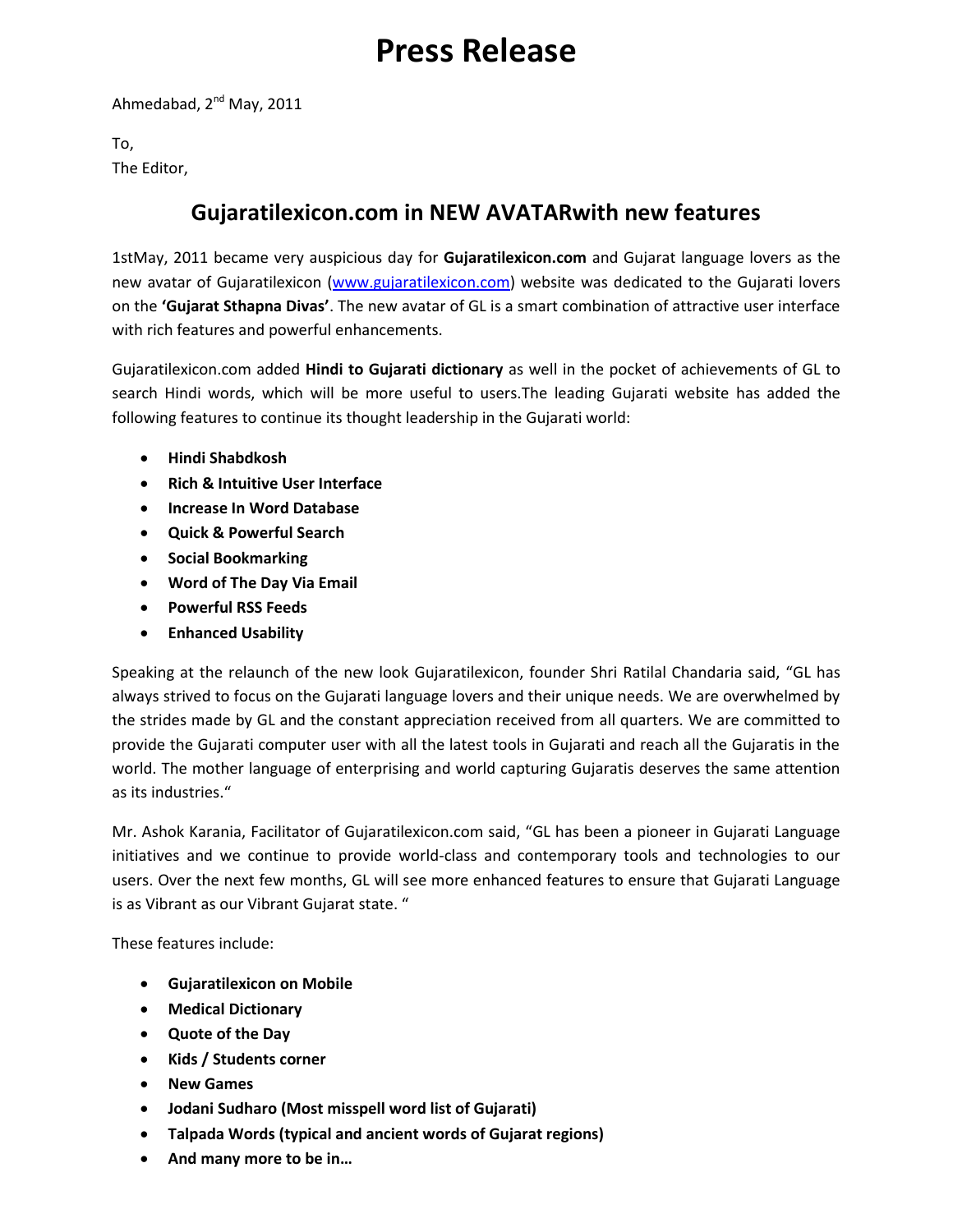# Press Release

Ahmedabad, 2nd May, 2011

To,
The Editor,

## Gujaratilexicon.com in NEW AVATARwith new features

1stMay, 2011 became very auspicious day for **Gujaratilexicon.com** and Gujarat language lovers as the new avatar of Gujaratilexicon (www.gujaratilexicon.com) website was dedicated to the Gujarati lovers on the **'Gujarat Sthapna Divas'**. The new avatar of GL is a smart combination of attractive user interface with rich features and powerful enhancements.

Gujaratilexicon.com added **Hindi to Gujarati dictionary** as well in the pocket of achievements of GL to search Hindi words, which will be more useful to users.The leading Gujarati website has added the following features to continue its thought leadership in the Gujarati world:

- **Hindi Shabdkosh**
- **Rich & Intuitive User Interface**
- **Increase In Word Database**
- **Quick & Powerful Search**
- **Social Bookmarking**
- **Word of The Day Via Email**
- **Powerful RSS Feeds**
- **Enhanced Usability**

Speaking at the relaunch of the new look Gujaratilexicon, founder Shri Ratilal Chandaria said, "GL has always strived to focus on the Gujarati language lovers and their unique needs. We are overwhelmed by the strides made by GL and the constant appreciation received from all quarters. We are committed to provide the Gujarati computer user with all the latest tools in Gujarati and reach all the Gujaratis in the world. The mother language of enterprising and world capturing Gujaratis deserves the same attention as its industries."

Mr. Ashok Karania, Facilitator of Gujaratilexicon.com said, "GL has been a pioneer in Gujarati Language initiatives and we continue to provide world-class and contemporary tools and technologies to our users. Over the next few months, GL will see more enhanced features to ensure that Gujarati Language is as Vibrant as our Vibrant Gujarat state. "

These features include:

- **Gujaratilexicon on Mobile**
- **Medical Dictionary**
- **Quote of the Day**
- **Kids / Students corner**
- **New Games**
- **Jodani Sudharo (Most misspell word list of Gujarati)**
- **Talpada Words (typical and ancient words of Gujarat regions)**
- **And many more to be in…**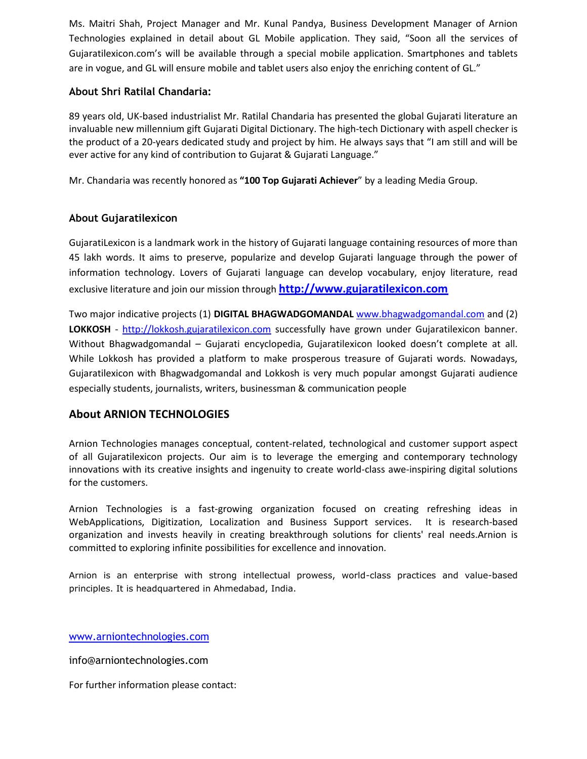Ms. Maitri Shah, Project Manager and Mr. Kunal Pandya, Business Development Manager of Arnion Technologies explained in detail about GL Mobile application. They said, "Soon all the services of Gujaratilexicon.com's will be available through a special mobile application. Smartphones and tablets are in vogue, and GL will ensure mobile and tablet users also enjoy the enriching content of GL."

### About Shri Ratilal Chandaria:

89 years old, UK-based industrialist Mr. Ratilal Chandaria has presented the global Gujarati literature an invaluable new millennium gift Gujarati Digital Dictionary. The high-tech Dictionary with aspell checker is the product of a 20-years dedicated study and project by him. He always says that "I am still and will be ever active for any kind of contribution to Gujarat & Gujarati Language."

Mr. Chandaria was recently honored as **"100 Top Gujarati Achiever**" by a leading Media Group.

### About Gujaratilexicon

GujaratiLexicon is a landmark work in the history of Gujarati language containing resources of more than 45 lakh words. It aims to preserve, popularize and develop Gujarati language through the power of information technology. Lovers of Gujarati language can develop vocabulary, enjoy literature, read exclusive literature and join our mission through **http://www.gujaratilexicon.com**

Two major indicative projects (1) **DIGITAL BHAGWADGOMANDAL** www.bhagwadgomandal.com and (2) **LOKKOSH** - http://lokkosh.gujaratilexicon.com successfully have grown under Gujaratilexicon banner. Without Bhagwadgomandal – Gujarati encyclopedia, Gujaratilexicon looked doesn't complete at all. While Lokkosh has provided a platform to make prosperous treasure of Gujarati words. Nowadays, Gujaratilexicon with Bhagwadgomandal and Lokkosh is very much popular amongst Gujarati audience especially students, journalists, writers, businessman & communication people

## About ARNION TECHNOLOGIES

Arnion Technologies manages conceptual, content-related, technological and customer support aspect of all Gujaratilexicon projects. Our aim is to leverage the emerging and contemporary technology innovations with its creative insights and ingenuity to create world-class awe-inspiring digital solutions for the customers.

Arnion Technologies is a fast-growing organization focused on creating refreshing ideas in WebApplications, Digitization, Localization and Business Support services. It is research-based organization and invests heavily in creating breakthrough solutions for clients' real needs.Arnion is committed to exploring infinite possibilities for excellence and innovation.

Arnion is an enterprise with strong intellectual prowess, world-class practices and value-based principles. It is headquartered in Ahmedabad, India.

www.arniontechnologies.com

info@arniontechnologies.com

For further information please contact: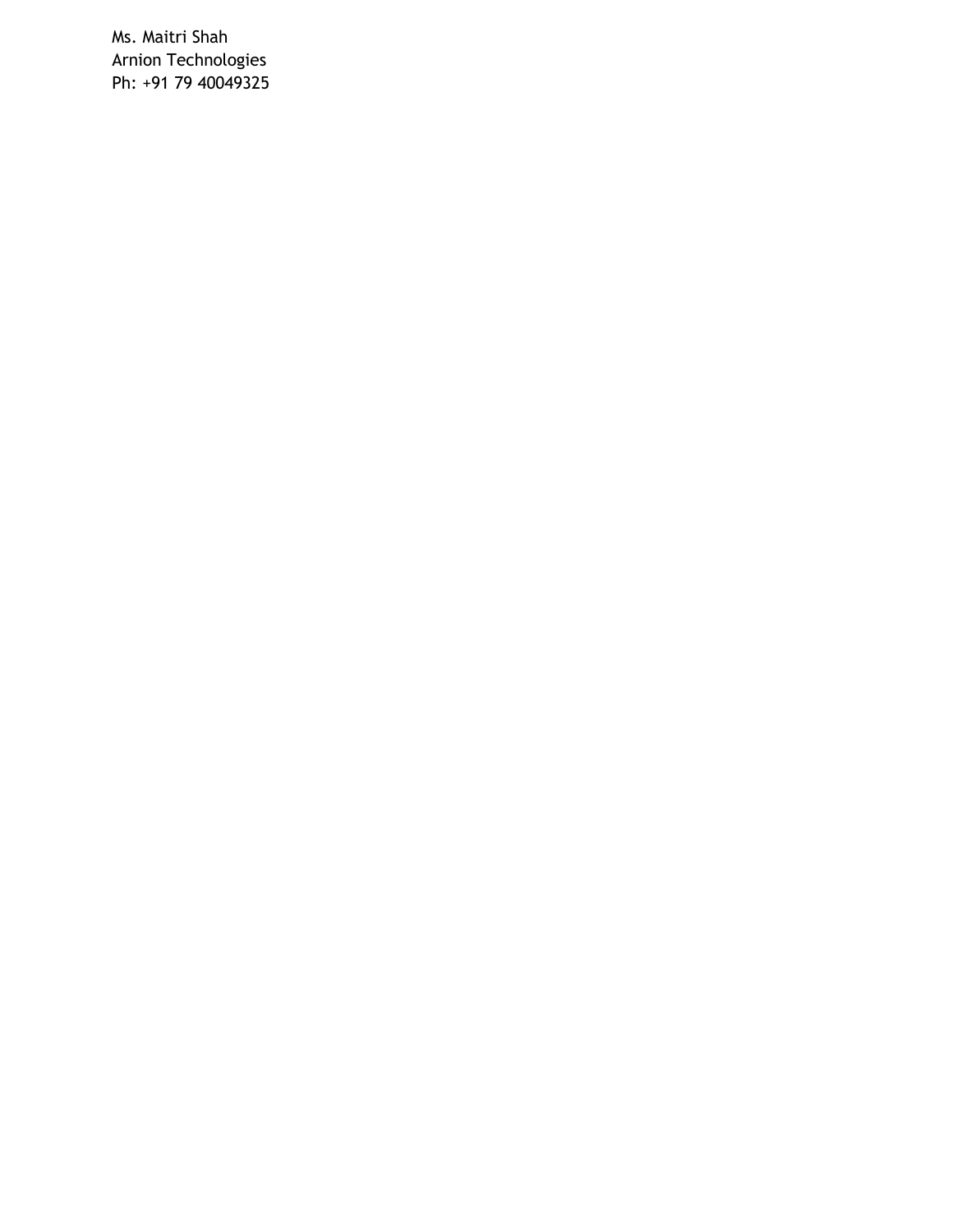Ms. Maitri Shah  
Arnion Technologies  
Ph: +91 79 40049325